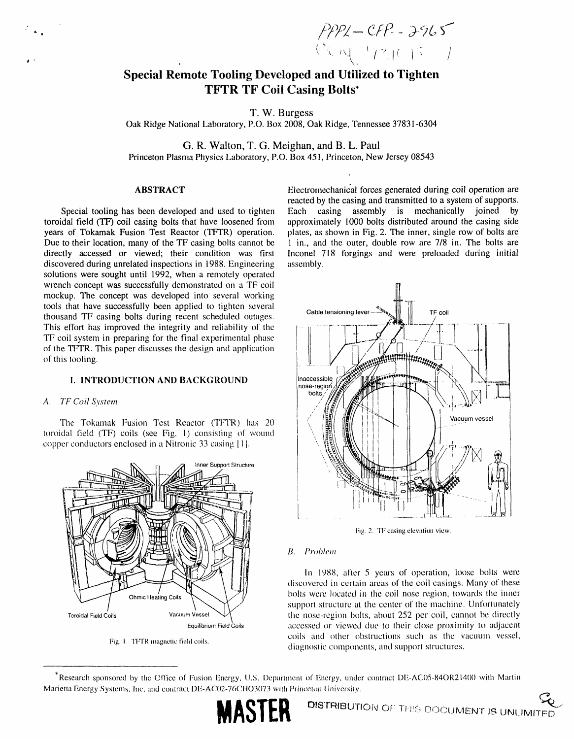PPPL-CFP-2965

# Special Remote Tooling Developed and Utilized to Tighten TFTR TF Coil Casing Bolts*

T. W. Burgess
Oak Ridge National Laboratory, P.O. Box 2008, Oak Ridge, Tennessee 37831-6304

G. R. Walton, T. G. Meighan, and B. L. Paul
Princeton Plasma Physics Laboratory, P.O. Box 451, Princeton, New Jersey 08543

## ABSTRACT

Special tooling has been developed and used to tighten toroidal field (TF) coil casing bolts that have loosened from years of Tokamak Fusion Test Reactor (TFTR) operation. Due to their location, many of the TF casing bolts cannot be directly accessed or viewed; their condition was first discovered during unrelated inspections in 1988. Engineering solutions were sought until 1992, when a remotely operated wrench concept was successfully demonstrated on a TF coil mockup. The concept was developed into several working tools that have successfully been applied to tighten several thousand TF casing bolts during recent scheduled outages. This effort has improved the integrity and reliability of the TF coil system in preparing for the final experimental phase of the TFTR. This paper discusses the design and application of this tooling.

## I. INTRODUCTION AND BACKGROUND

### A. *TF Coil System*

The Tokamak Fusion Test Reactor (TFTR) has 20 toroidal field (TF) coils (see Fig. 1) consisting of wound copper conductors enclosed in a Nitronic 33 casing [1].

Fig. 1. TFTR magnetic field coils.

Electromechanical forces generated during coil operation are reacted by the casing and transmitted to a system of supports. Each casing assembly is mechanically joined by approximately 1000 bolts distributed around the casing side plates, as shown in Fig. 2. The inner, single row of bolts are 1 in., and the outer, double row are 7/8 in. The bolts are Inconel 718 forgings and were preloaded during initial assembly.

Fig. 2. TF casing elevation view.

### B. *Problem*

In 1988, after 5 years of operation, loose bolts were discovered in certain areas of the coil casings. Many of these bolts were located in the coil nose region, towards the inner support structure at the center of the machine. Unfortunately the nose-region bolts, about 252 per coil, cannot be directly accessed or viewed due to their close proximity to adjacent coils and other obstructions such as the vacuum vessel, diagnostic components, and support structures.

*Research sponsored by the Office of Fusion Energy, U.S. Department of Energy, under contract DE-AC05-84OR21400 with Martin Marietta Energy Systems, Inc, and contract DE-AC02-76CHO3073 with Princeton University.

MASTER

DISTRIBUTION OF THIS DOCUMENT IS UNLIMITED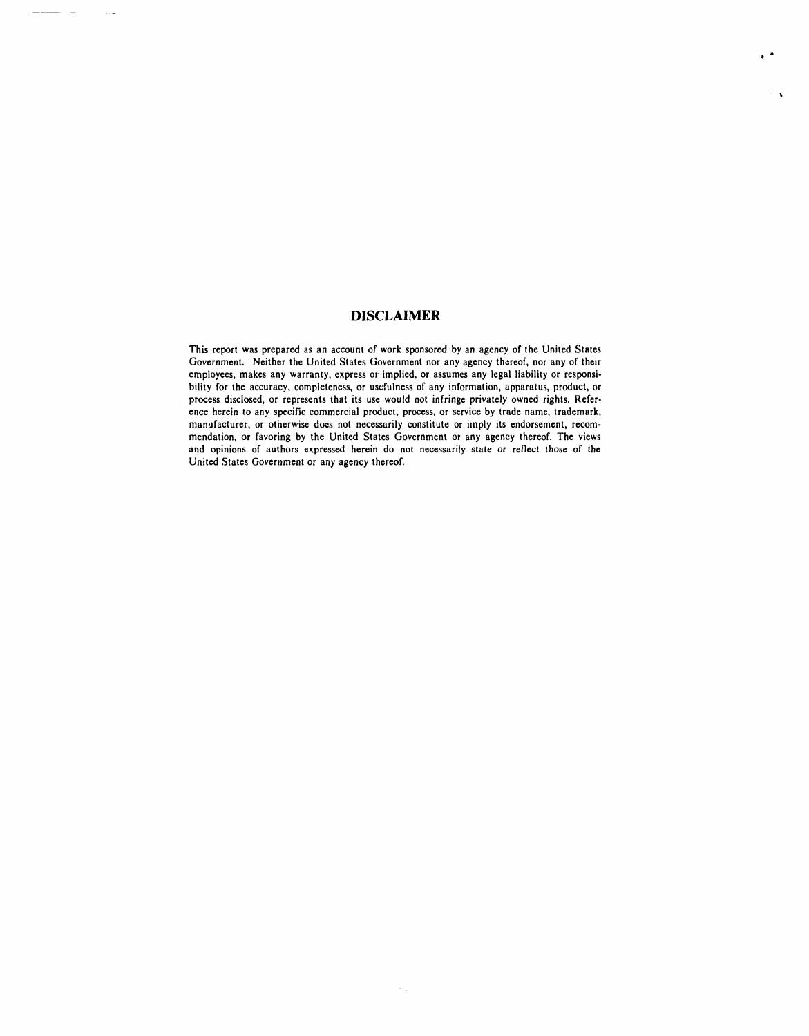# DISCLAIMER

This report was prepared as an account of work sponsored by an agency of the United States Government. Neither the United States Government nor any agency thereof, nor any of their employees, makes any warranty, express or implied, or assumes any legal liability or responsibility for the accuracy, completeness, or usefulness of any information, apparatus, product, or process disclosed, or represents that its use would not infringe privately owned rights. Reference herein to any specific commercial product, process, or service by trade name, trademark, manufacturer, or otherwise does not necessarily constitute or imply its endorsement, recommendation, or favoring by the United States Government or any agency thereof. The views and opinions of authors expressed herein do not necessarily state or reflect those of the United States Government or any agency thereof.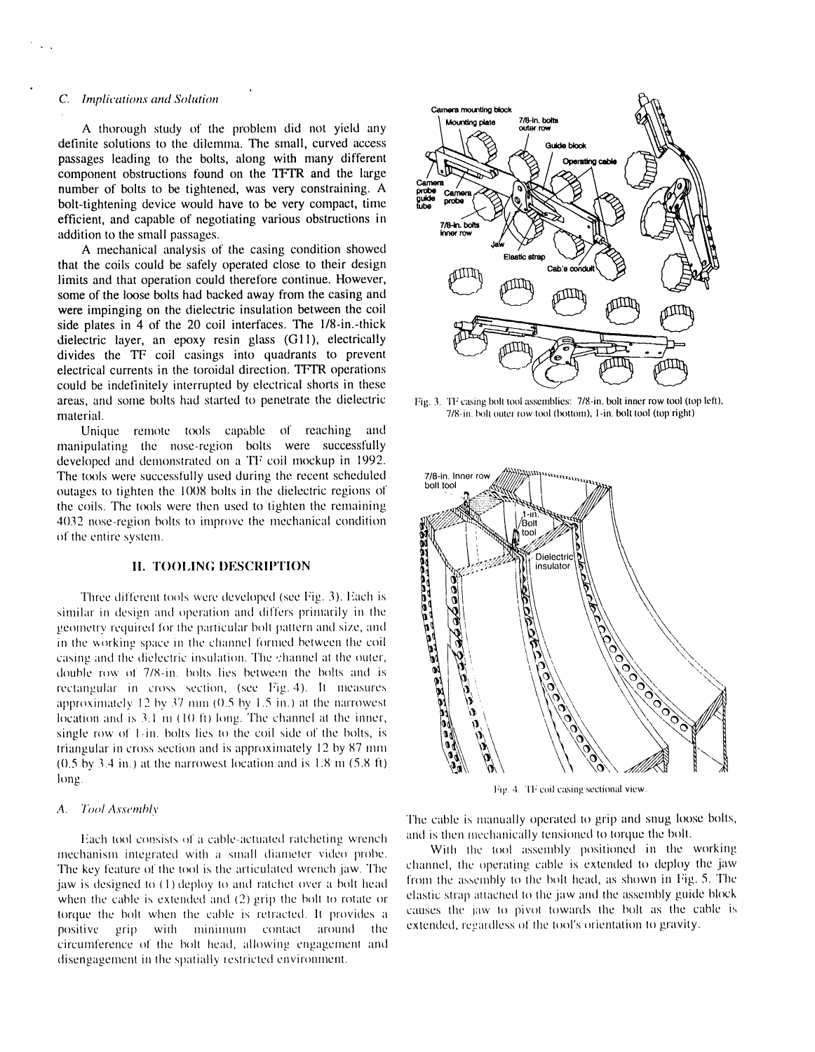### C. *Implications and Solution*

A thorough study of the problem did not yield any definite solutions to the dilemma. The small, curved access passages leading to the bolts, along with many different component obstructions found on the TFTR and the large number of bolts to be tightened, was very constraining. A bolt-tightening device would have to be very compact, time efficient, and capable of negotiating various obstructions in addition to the small passages.

A mechanical analysis of the casing condition showed that the coils could be safely operated close to their design limits and that operation could therefore continue. However, some of the loose bolts had backed away from the casing and were impinging on the dielectric insulation between the coil side plates in 4 of the 20 coil interfaces. The 1/8-in.-thick dielectric layer, an epoxy resin glass (G11), electrically divides the TF coil casings into quadrants to prevent electrical currents in the toroidal direction. TFTR operations could be indefinitely interrupted by electrical shorts in these areas, and some bolts had started to penetrate the dielectric material.

Unique remote tools capable of reaching and manipulating the nose-region bolts were successfully developed and demonstrated on a TF coil mockup in 1992. The tools were successfully used during the recent scheduled outages to tighten the 1008 bolts in the dielectric regions of the coils. The tools were then used to tighten the remaining 4032 nose-region bolts to improve the mechanical condition of the entire system.

## II. TOOLING DESCRIPTION

Three different tools were developed (see Fig. 3). Each is similar in design and operation and differs primarily in the geometry required for the particular bolt pattern and size, and in the working space in the channel formed between the coil casing and the dielectric insulation. The channel at the outer, double row of 7/8-in. bolts lies between the bolts and is rectangular in cross section, (see Fig. 4). It measures approximately 12 by 37 mm (0.5 by 1.5 in.) at the narrowest location and is 3.1 m (10 ft) long. The channel at the inner, single row of 1-in. bolts lies to the coil side of the bolts, is triangular in cross section and is approximately 12 by 87 mm (0.5 by 3.4 in.) at the narrowest location and is 1.8 m (5.8 ft) long.

### A. *Tool Assembly*

Each tool consists of a cable-actuated ratcheting wrench mechanism integrated with a small diameter video probe. The key feature of the tool is the articulated wrench jaw. The jaw is designed to (1) deploy to and ratchet over a bolt head when the cable is extended and (2) grip the bolt to rotate or torque the bolt when the cable is retracted. It provides a positive grip with minimum contact around the circumference of the bolt head, allowing engagement and disengagement in the spatially restricted environment.

Fig. 3. TF casing bolt tool assemblies: 7/8-in. bolt inner row tool (top left), 7/8-in. bolt outer row tool (bottom), 1-in. bolt tool (top right)

Fig. 4. TF coil casing sectional view.

The cable is manually operated to grip and snug loose bolts, and is then mechanically tensioned to torque the bolt.

With the tool assembly positioned in the working channel, the operating cable is extended to deploy the jaw from the assembly to the bolt head, as shown in Fig. 5. The elastic strap attached to the jaw and the assembly guide block causes the jaw to pivot towards the bolt as the cable is extended, regardless of the tool's orientation to gravity.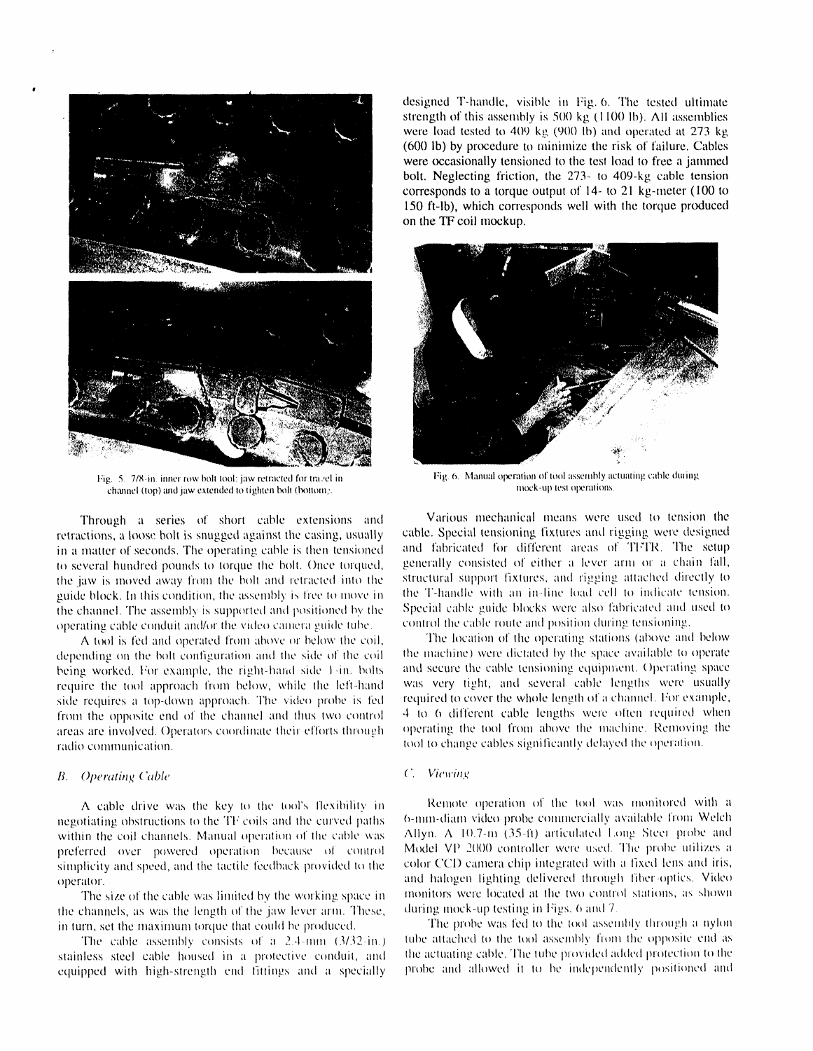Fig. 5. 7/8-in. inner row bolt tool: jaw retracted for travel in channel (top) and jaw extended to tighten bolt (bottom).

Through a series of short cable extensions and retractions, a loose bolt is snugged against the casing, usually in a matter of seconds. The operating cable is then tensioned to several hundred pounds to torque the bolt. Once torqued, the jaw is moved away from the bolt and retracted into the guide block. In this condition, the assembly is free to move in the channel. The assembly is supported and positioned by the operating cable conduit and/or the video camera guide tube.

A tool is fed and operated from above or below the coil, depending on the bolt configuration and the side of the coil being worked. For example, the right-hand side 1-in. bolts require the tool approach from below, while the left-hand side requires a top-down approach. The video probe is fed from the opposite end of the channel and thus two control areas are involved. Operators coordinate their efforts through radio communication.

### *B. Operating Cable*

A cable drive was the key to the tool's flexibility in negotiating obstructions to the TF coils and the curved paths within the coil channels. Manual operation of the cable was preferred over powered operation because of control simplicity and speed, and the tactile feedback provided to the operator.

The size of the cable was limited by the working space in the channels, as was the length of the jaw lever arm. These, in turn, set the maximum torque that could be produced.

The cable assembly consists of a 2.4-mm (3/32-in.) stainless steel cable housed in a protective conduit, and equipped with high-strength end fittings and a specially designed T-handle, visible in Fig. 6. The tested ultimate strength of this assembly is 500 kg (1100 lb). All assemblies were load tested to 409 kg (900 lb) and operated at 273 kg (600 lb) by procedure to minimize the risk of failure. Cables were occasionally tensioned to the test load to free a jammed bolt. Neglecting friction, the 273- to 409-kg cable tension corresponds to a torque output of 14- to 21 kg-meter (100 to 150 ft-lb), which corresponds well with the torque produced on the TF coil mockup.

Fig. 6. Manual operation of tool assembly actuating cable during mock-up test operations.

Various mechanical means were used to tension the cable. Special tensioning fixtures and rigging were designed and fabricated for different areas of TFTR. The setup generally consisted of either a lever arm or a chain fall, structural support fixtures, and rigging attached directly to the T-handle with an in-line load cell to indicate tension. Special cable guide blocks were also fabricated and used to control the cable route and position during tensioning.

The location of the operating stations (above and below the machine) were dictated by the space available to operate and secure the cable tensioning equipment. Operating space was very tight, and several cable lengths were usually required to cover the whole length of a channel. For example, 4 to 6 different cable lengths were often required when operating the tool from above the machine. Removing the tool to change cables significantly delayed the operation.

### *C. Viewing*

Remote operation of the tool was monitored with a 6-mm-diam video probe commercially available from Welch Allyn. A 10.7-m (35-ft) articulated Long Steer probe and Model VP 2000 controller were used. The probe utilizes a color CCD camera chip integrated with a fixed lens and iris, and halogen lighting delivered through fiber-optics. Video monitors were located at the two control stations, as shown during mock-up testing in Figs. 6 and 7.

The probe was fed to the tool assembly through a nylon tube attached to the tool assembly from the opposite end as the actuating cable. The tube provided added protection to the probe and allowed it to be independently positioned and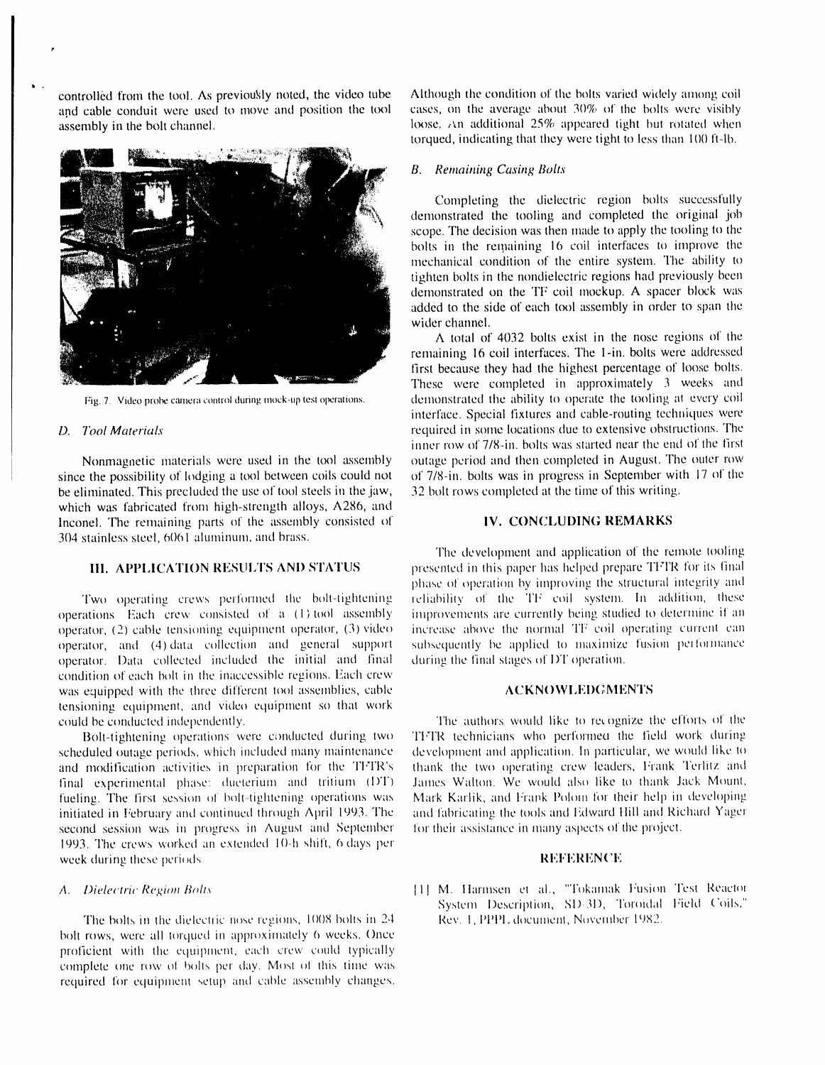controlled from the tool. As previously noted, the video tube and cable conduit were used to move and position the tool assembly in the bolt channel.

Fig. 7. Video probe camera control during mock-up test operations.

### D. Tool Materials

Nonmagnetic materials were used in the tool assembly since the possibility of lodging a tool between coils could not be eliminated. This precluded the use of tool steels in the jaw, which was fabricated from high-strength alloys, A286, and Inconel. The remaining parts of the assembly consisted of 304 stainless steel, 6061 aluminum, and brass.

## III. APPLICATION RESULTS AND STATUS

Two operating crews performed the bolt-tightening operations. Each crew consisted of a (1) tool assembly operator, (2) cable tensioning equipment operator, (3) video operator, and (4) data collection and general support operator. Data collected included the initial and final condition of each bolt in the inaccessible regions. Each crew was equipped with the three different tool assemblies, cable tensioning equipment, and video equipment so that work could be conducted independently.

Bolt-tightening operations were conducted during two scheduled outage periods, which included many maintenance and modification activities in preparation for the TFTR's final experimental phase: dueterium and tritium (DT) fueling. The first session of bolt-tightening operations was initiated in February and continued through April 1993. The second session was in progress in August and September 1993. The crews worked an extended 10-h shift, 6 days per week during these periods.

### A. Dielectric Region Bolts

The bolts in the dielectric nose regions, 1008 bolts in 24 bolt rows, were all torqued in approximately 6 weeks. Once proficient with the equipment, each crew could typically complete one row of bolts per day. Most of this time was required for equipment setup and cable assembly changes. Although the condition of the bolts varied widely among coil cases, on the average about 30% of the bolts were visibly loose. An additional 25% appeared tight but rotated when torqued, indicating that they were tight to less than 100 ft-lb.

### B. Remaining Casing Bolts

Completing the dielectric region bolts successfully demonstrated the tooling and completed the original job scope. The decision was then made to apply the tooling to the bolts in the remaining 16 coil interfaces to improve the mechanical condition of the entire system. The ability to tighten bolts in the nondielectric regions had previously been demonstrated on the TF coil mockup. A spacer block was added to the side of each tool assembly in order to span the wider channel.

A total of 4032 bolts exist in the nose regions of the remaining 16 coil interfaces. The 1-in. bolts were addressed first because they had the highest percentage of loose bolts. These were completed in approximately 3 weeks and demonstrated the ability to operate the tooling at every coil interface. Special fixtures and cable-routing techniques were required in some locations due to extensive obstructions. The inner row of 7/8-in. bolts was started near the end of the first outage period and then completed in August. The outer row of 7/8-in. bolts was in progress in September with 17 of the 32 bolt rows completed at the time of this writing.

## IV. CONCLUDING REMARKS

The development and application of the remote tooling presented in this paper has helped prepare TFTR for its final phase of operation by improving the structural integrity and reliability of the TF coil system. In addition, these improvements are currently being studied to determine if an increase above the normal TF coil operating current can subsequently be applied to maximize fusion performance during the final stages of DT operation.

## ACKNOWLEDGMENTS

The authors would like to recognize the efforts of the TFTR technicians who performed the field work during development and application. In particular, we would like to thank the two operating crew leaders, Frank Terlitz and James Walton. We would also like to thank Jack Mount, Mark Karlik, and Frank Polom for their help in developing and fabricating the tools and Edward Hill and Richard Yager for their assistance in many aspects of the project.

## REFERENCE

[1] M. Harmsen et al., "Tokamak Fusion Test Reactor System Description, SD-3D, Toroidal Field Coils," Rev. 1, PPPL document, November 1982.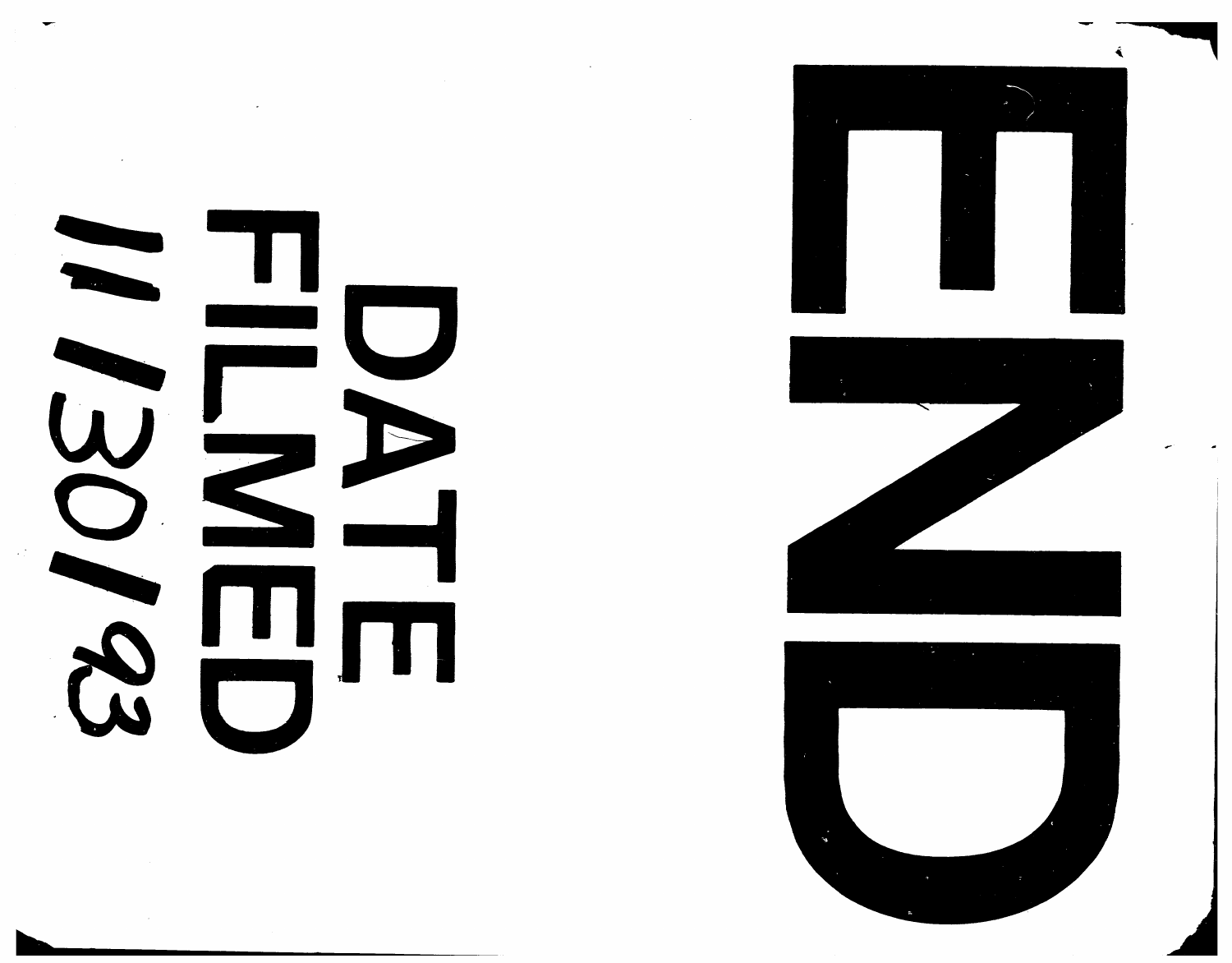# END

DATE FILMED

11/30/93